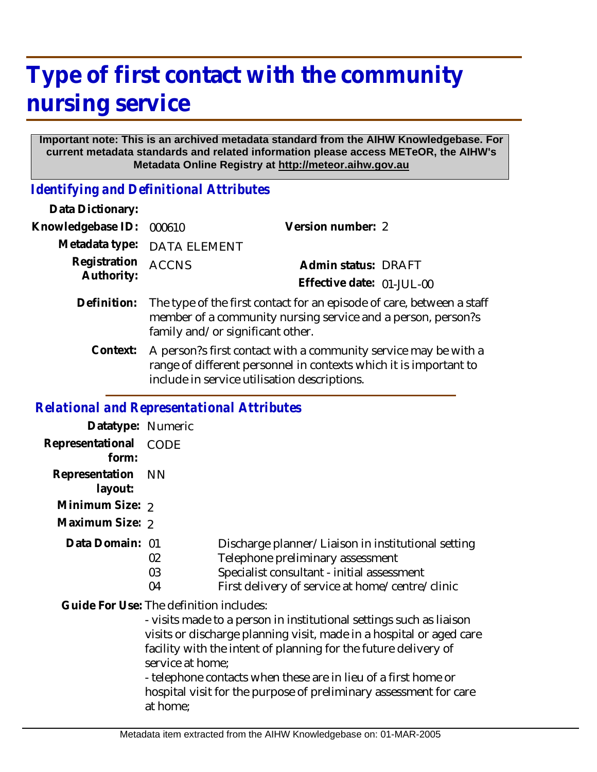# Type of first contact with the community nursing service

**Important note: This is an archived metadata standard from the AIHW Knowledgebase. For current metadata standards and related information please access METeOR, the AIHW's Metadata Online Registry at http://meteor.aihw.gov.au**

## *Identifying and Definitional Attributes*

**Data Dictionary:**

**Knowledgebase ID:** 000610

**Version number:** 2

**Metadata type:** DATA ELEMENT

**Registration Authority:** ACCNS

**Admin status:** DRAFT

**Effective date:** 01-JUL-00

**Definition:** The type of the first contact for an episode of care, between a staff member of a community nursing service and a person, person?s family and/or significant other.

**Context:** A person?s first contact with a community service may be with a range of different personnel in contexts which it is important to include in service utilisation descriptions.

## *Relational and Representational Attributes*

**Datatype:** Numeric

**Representational form:** CODE

**Representation layout:** NN

**Minimum Size:** 2

**Maximum Size:** 2

**Data Domain:**

| | |
|---|---|
| 01 | Discharge planner/Liaison in institutional setting |
| 02 | Telephone preliminary assessment |
| 03 | Specialist consultant - initial assessment |
| 04 | First delivery of service at home/centre/clinic |

**Guide For Use:** The definition includes:

- visits made to a person in institutional settings such as liaison visits or discharge planning visit, made in a hospital or aged care facility with the intent of planning for the future delivery of service at home;
- telephone contacts when these are in lieu of a first home or hospital visit for the purpose of preliminary assessment for care at home;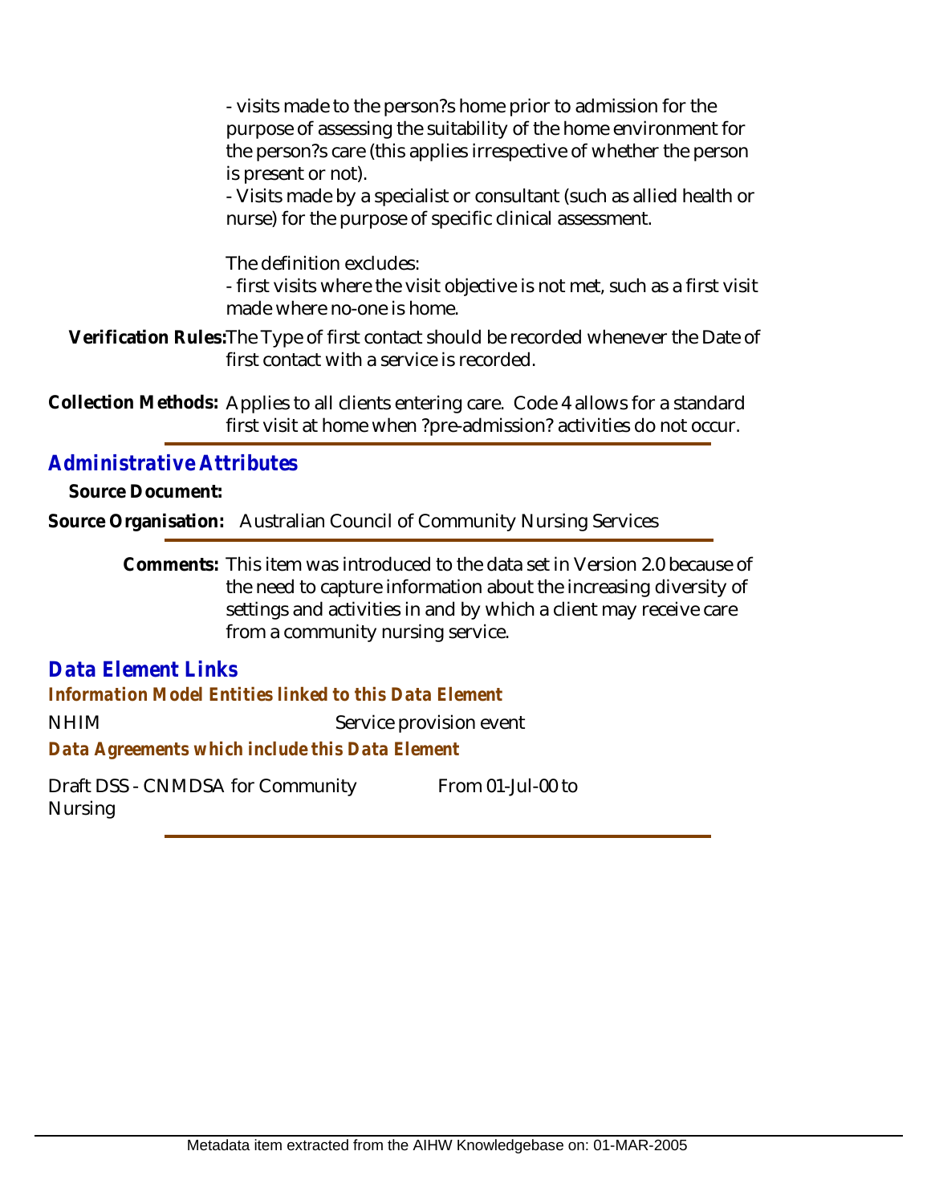- visits made to the person?s home prior to admission for the purpose of assessing the suitability of the home environment for the person?s care (this applies irrespective of whether the person is present or not).
- Visits made by a specialist or consultant (such as allied health or nurse) for the purpose of specific clinical assessment.

The definition excludes:
- first visits where the visit objective is not met, such as a first visit made where no-one is home.

**Verification Rules:** The Type of first contact should be recorded whenever the Date of first contact with a service is recorded.

**Collection Methods:** Applies to all clients entering care. Code 4 allows for a standard first visit at home when ?pre-admission? activities do not occur.

## Administrative Attributes

**Source Document:**

**Source Organisation:** Australian Council of Community Nursing Services

**Comments:** This item was introduced to the data set in Version 2.0 because of the need to capture information about the increasing diversity of settings and activities in and by which a client may receive care from a community nursing service.

## Data Element Links

### Information Model Entities linked to this Data Element

| | |
|---|---|
| NHIM | Service provision event |

### Data Agreements which include this Data Element

| | |
|---|---|
| Draft DSS - CNMDSA for Community Nursing | From 01-Jul-00 to |

Metadata item extracted from the AIHW Knowledgebase on: 01-MAR-2005